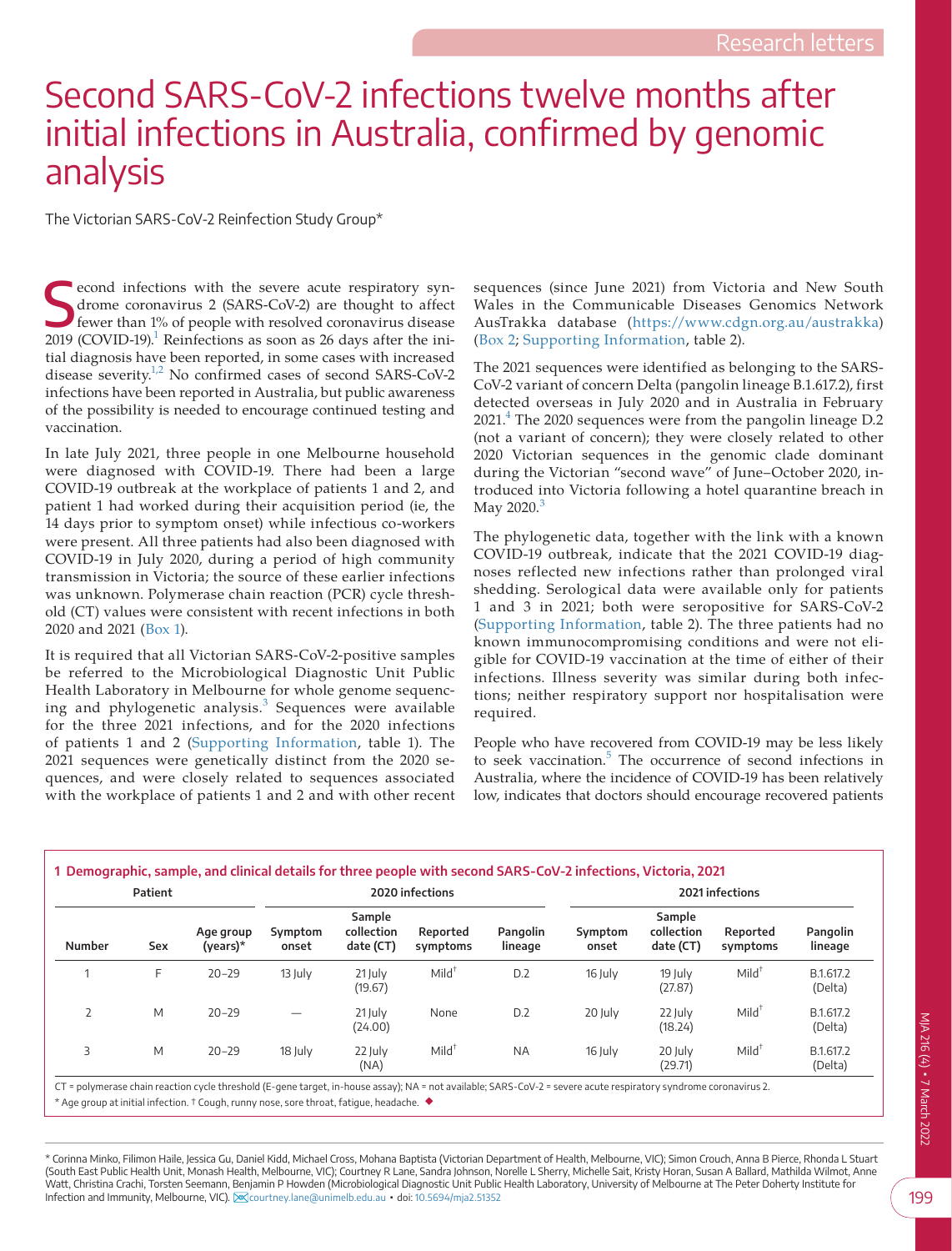Research letters

# Second SARS-CoV-2 infections twelve months after initial infections in Australia, confirmed by genomic analysis

The Victorian SARS-CoV-2 Reinfection Study Group*

Second infections with the severe acute respiratory syndrome coronavirus 2 (SARS-CoV-2) are thought to affect fewer than 1% of people with resolved coronavirus disease 2019 (COVID-19).[1] Reinfections as soon as 26 days after the initial diagnosis have been reported, in some cases with increased disease severity.[1,2] No confirmed cases of second SARS-CoV-2 infections have been reported in Australia, but public awareness of the possibility is needed to encourage continued testing and vaccination.

In late July 2021, three people in one Melbourne household were diagnosed with COVID-19. There had been a large COVID-19 outbreak at the workplace of patients 1 and 2, and patient 1 had worked during their acquisition period (ie, the 14 days prior to symptom onset) while infectious co-workers were present. All three patients had also been diagnosed with COVID-19 in July 2020, during a period of high community transmission in Victoria; the source of these earlier infections was unknown. Polymerase chain reaction (PCR) cycle threshold (CT) values were consistent with recent infections in both 2020 and 2021 (Box 1).

It is required that all Victorian SARS-CoV-2-positive samples be referred to the Microbiological Diagnostic Unit Public Health Laboratory in Melbourne for whole genome sequencing and phylogenetic analysis.[3] Sequences were available for the three 2021 infections, and for the 2020 infections of patients 1 and 2 (Supporting Information, table 1). The 2021 sequences were genetically distinct from the 2020 sequences, and were closely related to sequences associated with the workplace of patients 1 and 2 and with other recent sequences (since June 2021) from Victoria and New South Wales in the Communicable Diseases Genomics Network AusTrakka database (https://www.cdgn.org.au/austrakka) (Box 2; Supporting Information, table 2).

The 2021 sequences were identified as belonging to the SARS-CoV-2 variant of concern Delta (pangolin lineage B.1.617.2), first detected overseas in July 2020 and in Australia in February 2021.[4] The 2020 sequences were from the pangolin lineage D.2 (not a variant of concern); they were closely related to other 2020 Victorian sequences in the genomic clade dominant during the Victorian "second wave" of June–October 2020, introduced into Victoria following a hotel quarantine breach in May 2020.[3]

The phylogenetic data, together with the link with a known COVID-19 outbreak, indicate that the 2021 COVID-19 diagnoses reflected new infections rather than prolonged viral shedding. Serological data were available only for patients 1 and 3 in 2021; both were seropositive for SARS-CoV-2 (Supporting Information, table 2). The three patients had no known immunocompromising conditions and were not eligible for COVID-19 vaccination at the time of either of their infections. Illness severity was similar during both infections; neither respiratory support nor hospitalisation were required.

People who have recovered from COVID-19 may be less likely to seek vaccination.[5] The occurrence of second infections in Australia, where the incidence of COVID-19 has been relatively low, indicates that doctors should encourage recovered patients

**1 Demographic, sample, and clinical details for three people with second SARS-CoV-2 infections, Victoria, 2021**

| Patient | | | 2020 infections | | | | 2021 infections | | | |
|---|---|---|---|---|---|---|---|---|---|---|
| Number | Sex | Age group (years)* | Symptom onset | Sample collection date (CT) | Reported symptoms | Pangolin lineage | Symptom onset | Sample collection date (CT) | Reported symptoms | Pangolin lineage |
| 1 | F | 20–29 | 13 July | 21 July (19.67) | Mild† | D.2 | 16 July | 19 July (27.87) | Mild† | B.1.617.2 (Delta) |
| 2 | M | 20–29 | — | 21 July (24.00) | None | D.2 | 20 July | 22 July (18.24) | Mild† | B.1.617.2 (Delta) |
| 3 | M | 20–29 | 18 July | 22 July (NA) | Mild† | NA | 16 July | 20 July (29.71) | Mild† | B.1.617.2 (Delta) |

CT = polymerase chain reaction cycle threshold (E-gene target, in-house assay); NA = not available; SARS-CoV-2 = severe acute respiratory syndrome coronavirus 2.
* Age group at initial infection. † Cough, runny nose, sore throat, fatigue, headache. ◆

* Corinna Minko, Filimon Haile, Jessica Gu, Daniel Kidd, Michael Cross, Mohana Baptista (Victorian Department of Health, Melbourne, VIC); Simon Crouch, Anna B Pierce, Rhonda L Stuart (South East Public Health Unit, Monash Health, Melbourne, VIC); Courtney R Lane, Sandra Johnson, Norelle L Sherry, Michelle Sait, Kristy Horan, Susan A Ballard, Mathilda Wilmot, Anne Watt, Christina Crachi, Torsten Seemann, Benjamin P Howden (Microbiological Diagnostic Unit Public Health Laboratory, University of Melbourne at The Peter Doherty Institute for Infection and Immunity, Melbourne, VIC). courtney.lane@unimelb.edu.au • doi: 10.5694/mja2.51352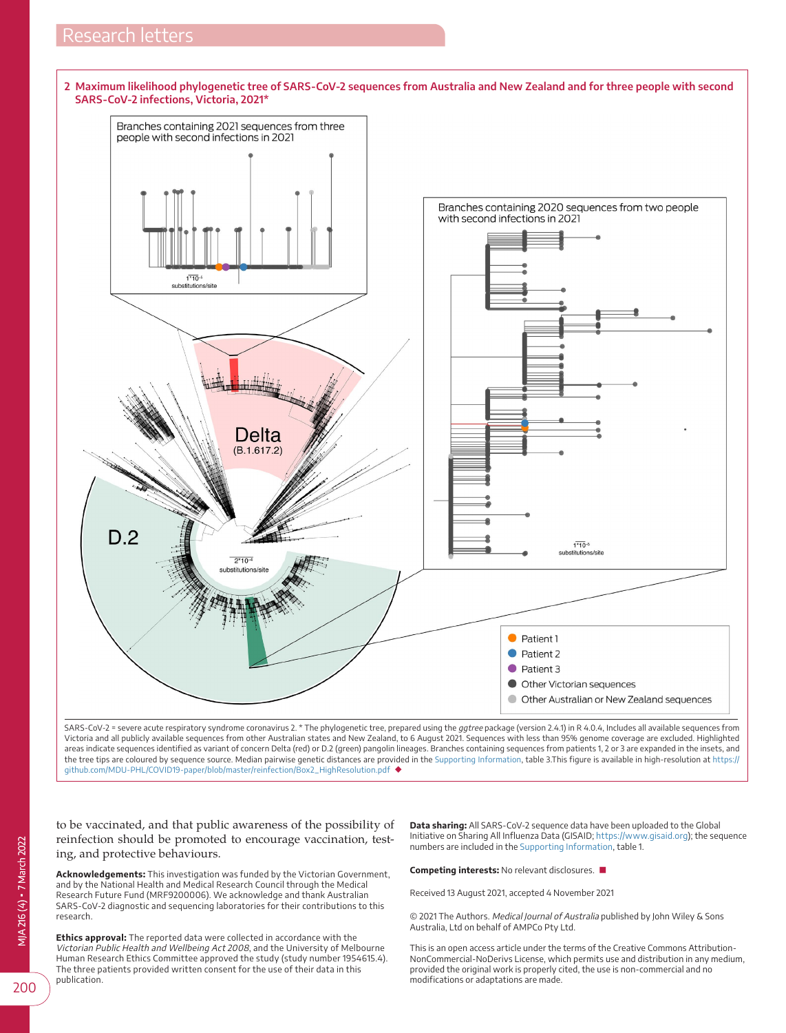**2 Maximum likelihood phylogenetic tree of SARS-CoV-2 sequences from Australia and New Zealand and for three people with second SARS-CoV-2 infections, Victoria, 2021***

Branches containing 2021 sequences from three people with second infections in 2021

1*10⁻⁵ substitutions/site

Branches containing 2020 sequences from two people with second infections in 2021

1*10⁻⁵ substitutions/site

Delta (B.1.617.2)

D.2

2*10⁻⁴ substitutions/site

Patient 1
Patient 2
Patient 3
Other Victorian sequences
Other Australian or New Zealand sequences

SARS-CoV-2 = severe acute respiratory syndrome coronavirus 2. * The phylogenetic tree, prepared using the *ggtree* package (version 2.4.1) in R 4.0.4, Includes all available sequences from Victoria and all publicly available sequences from other Australian states and New Zealand, to 6 August 2021. Sequences with less than 95% genome coverage are excluded. Highlighted areas indicate sequences identified as variant of concern Delta (red) or D.2 (green) pangolin lineages. Branches containing sequences from patients 1, 2 or 3 are expanded in the insets, and the tree tips are coloured by sequence source. Median pairwise genetic distances are provided in the Supporting Information, table 3.This figure is available in high-resolution at https://github.com/MDU-PHL/COVID19-paper/blob/master/reinfection/Box2_HighResolution.pdf ◆

to be vaccinated, and that public awareness of the possibility of reinfection should be promoted to encourage vaccination, testing, and protective behaviours.

**Acknowledgements:** This investigation was funded by the Victorian Government, and by the National Health and Medical Research Council through the Medical Research Future Fund (MRF9200006). We acknowledge and thank Australian SARS-CoV-2 diagnostic and sequencing laboratories for their contributions to this research.

**Ethics approval:** The reported data were collected in accordance with the *Victorian Public Health and Wellbeing Act 2008*, and the University of Melbourne Human Research Ethics Committee approved the study (study number 1954615.4). The three patients provided written consent for the use of their data in this publication.

**Data sharing:** All SARS-CoV-2 sequence data have been uploaded to the Global Initiative on Sharing All Influenza Data (GISAID; https://www.gisaid.org); the sequence numbers are included in the Supporting Information, table 1.

**Competing interests:** No relevant disclosures. ■

Received 13 August 2021, accepted 4 November 2021

© 2021 The Authors. *Medical Journal of Australia* published by John Wiley & Sons Australia, Ltd on behalf of AMPCo Pty Ltd.

This is an open access article under the terms of the Creative Commons Attribution-NonCommercial-NoDerivs License, which permits use and distribution in any medium, provided the original work is properly cited, the use is non-commercial and no modifications or adaptations are made.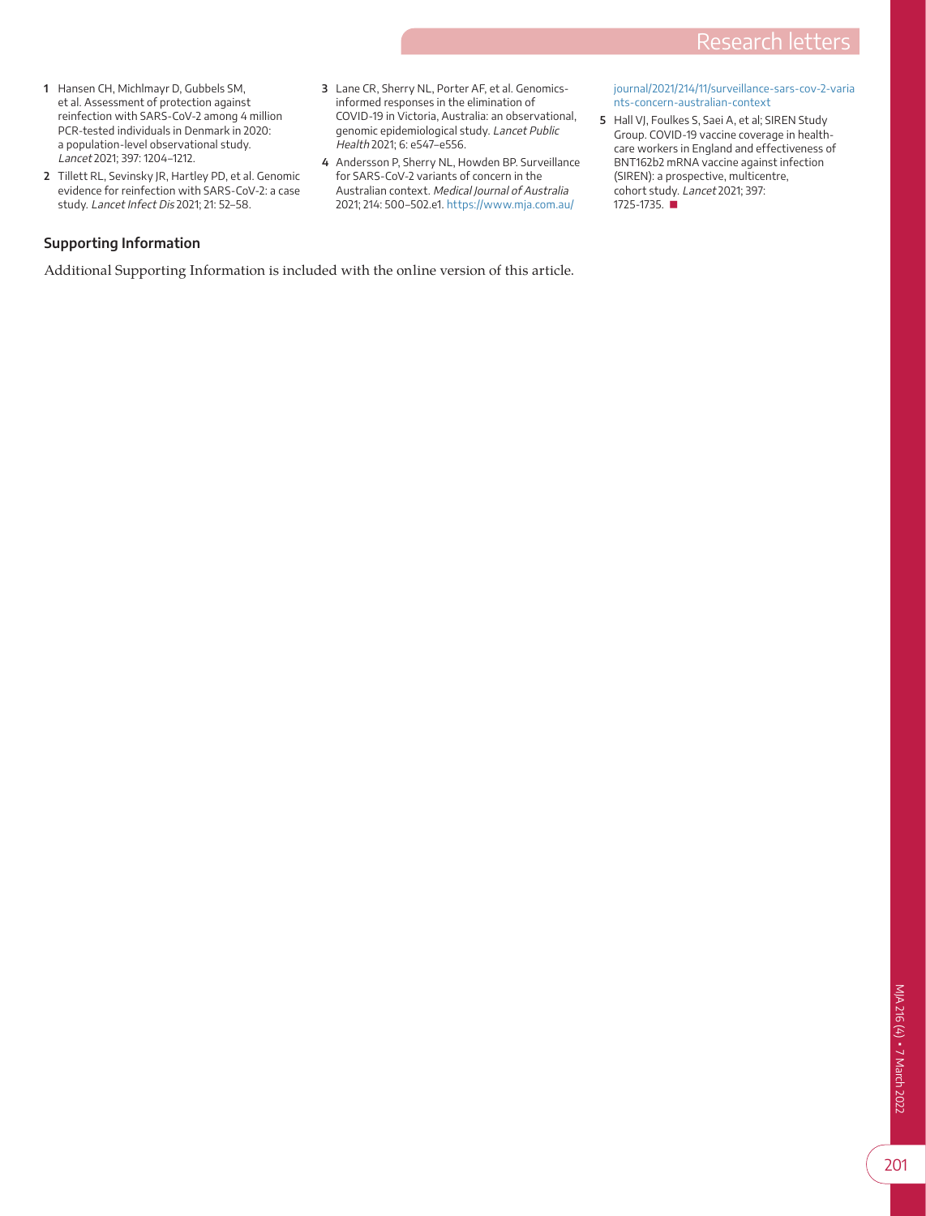1. Hansen CH, Michlmayr D, Gubbels SM, et al. Assessment of protection against reinfection with SARS-CoV-2 among 4 million PCR-tested individuals in Denmark in 2020: a population-level observational study. *Lancet* 2021; 397: 1204–1212.
2. Tillett RL, Sevinsky JR, Hartley PD, et al. Genomic evidence for reinfection with SARS-CoV-2: a case study. *Lancet Infect Dis* 2021; 21: 52–58.
3. Lane CR, Sherry NL, Porter AF, et al. Genomics-informed responses in the elimination of COVID-19 in Victoria, Australia: an observational, genomic epidemiological study. *Lancet Public Health* 2021; 6: e547–e556.
4. Andersson P, Sherry NL, Howden BP. Surveillance for SARS-CoV-2 variants of concern in the Australian context. *Medical Journal of Australia* 2021; 214: 500–502.e1. https://www.mja.com.au/journal/2021/214/11/surveillance-sars-cov-2-variants-concern-australian-context
5. Hall VJ, Foulkes S, Saei A, et al; SIREN Study Group. COVID-19 vaccine coverage in health-care workers in England and effectiveness of BNT162b2 mRNA vaccine against infection (SIREN): a prospective, multicentre, cohort study. *Lancet* 2021; 397: 1725-1735. ■

## Supporting Information

Additional Supporting Information is included with the online version of this article.